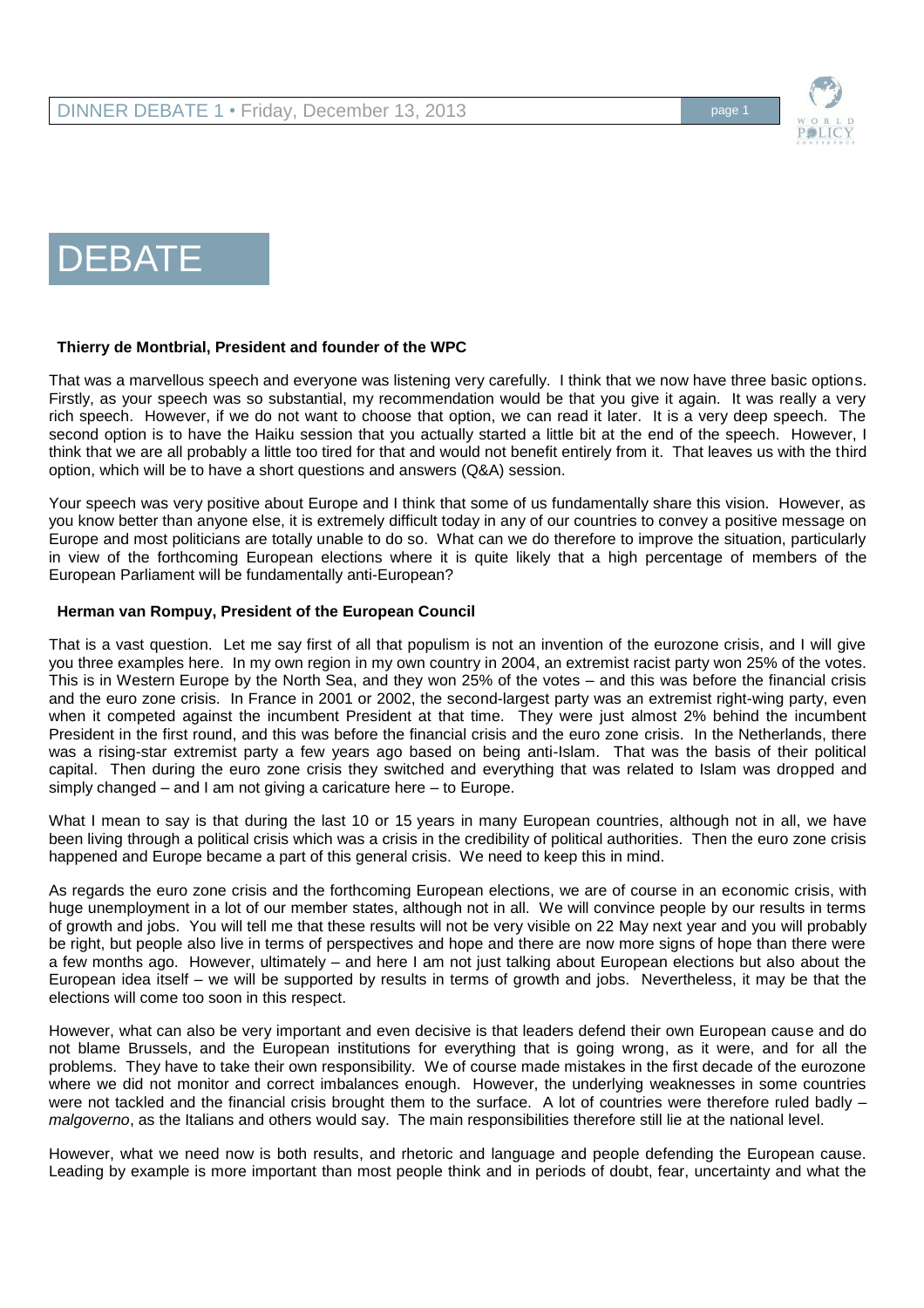# DEBATE

**Thierry de Montbrial, President and founder of the WPC**

That was a marvellous speech and everyone was listening very carefully. I think that we now have three basic options. Firstly, as your speech was so substantial, my recommendation would be that you give it again. It was really a very rich speech. However, if we do not want to choose that option, we can read it later. It is a very deep speech. The second option is to have the Haiku session that you actually started a little bit at the end of the speech. However, I think that we are all probably a little too tired for that and would not benefit entirely from it. That leaves us with the third option, which will be to have a short questions and answers (Q&A) session.

Your speech was very positive about Europe and I think that some of us fundamentally share this vision. However, as you know better than anyone else, it is extremely difficult today in any of our countries to convey a positive message on Europe and most politicians are totally unable to do so. What can we do therefore to improve the situation, particularly in view of the forthcoming European elections where it is quite likely that a high percentage of members of the European Parliament will be fundamentally anti-European?

**Herman van Rompuy, President of the European Council**

That is a vast question. Let me say first of all that populism is not an invention of the eurozone crisis, and I will give you three examples here. In my own region in my own country in 2004, an extremist racist party won 25% of the votes. This is in Western Europe by the North Sea, and they won 25% of the votes – and this was before the financial crisis and the euro zone crisis. In France in 2001 or 2002, the second-largest party was an extremist right-wing party, even when it competed against the incumbent President at that time. They were just almost 2% behind the incumbent President in the first round, and this was before the financial crisis and the euro zone crisis. In the Netherlands, there was a rising-star extremist party a few years ago based on being anti-Islam. That was the basis of their political capital. Then during the euro zone crisis they switched and everything that was related to Islam was dropped and simply changed – and I am not giving a caricature here – to Europe.

What I mean to say is that during the last 10 or 15 years in many European countries, although not in all, we have been living through a political crisis which was a crisis in the credibility of political authorities. Then the euro zone crisis happened and Europe became a part of this general crisis. We need to keep this in mind.

As regards the euro zone crisis and the forthcoming European elections, we are of course in an economic crisis, with huge unemployment in a lot of our member states, although not in all. We will convince people by our results in terms of growth and jobs. You will tell me that these results will not be very visible on 22 May next year and you will probably be right, but people also live in terms of perspectives and hope and there are now more signs of hope than there were a few months ago. However, ultimately – and here I am not just talking about European elections but also about the European idea itself – we will be supported by results in terms of growth and jobs. Nevertheless, it may be that the elections will come too soon in this respect.

However, what can also be very important and even decisive is that leaders defend their own European cause and do not blame Brussels, and the European institutions for everything that is going wrong, as it were, and for all the problems. They have to take their own responsibility. We of course made mistakes in the first decade of the eurozone where we did not monitor and correct imbalances enough. However, the underlying weaknesses in some countries were not tackled and the financial crisis brought them to the surface. A lot of countries were therefore ruled badly – *malgoverno*, as the Italians and others would say. The main responsibilities therefore still lie at the national level.

However, what we need now is both results, and rhetoric and language and people defending the European cause. Leading by example is more important than most people think and in periods of doubt, fear, uncertainty and what the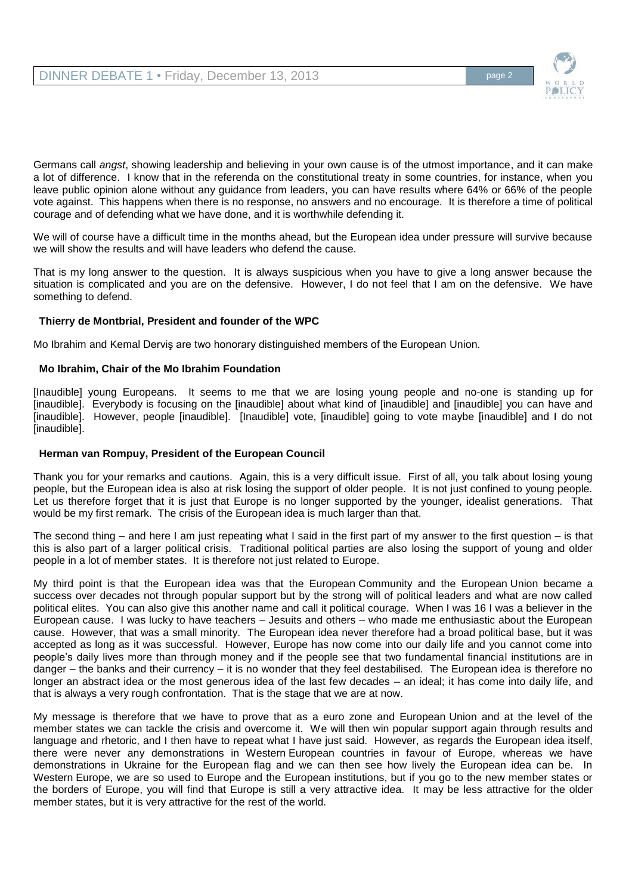Germans call *angst*, showing leadership and believing in your own cause is of the utmost importance, and it can make a lot of difference. I know that in the referenda on the constitutional treaty in some countries, for instance, when you leave public opinion alone without any guidance from leaders, you can have results where 64% or 66% of the people vote against. This happens when there is no response, no answers and no encourage. It is therefore a time of political courage and of defending what we have done, and it is worthwhile defending it.

We will of course have a difficult time in the months ahead, but the European idea under pressure will survive because we will show the results and will have leaders who defend the cause.

That is my long answer to the question. It is always suspicious when you have to give a long answer because the situation is complicated and you are on the defensive. However, I do not feel that I am on the defensive. We have something to defend.

**Thierry de Montbrial, President and founder of the WPC**

Mo Ibrahim and Kemal Derviş are two honorary distinguished members of the European Union.

**Mo Ibrahim, Chair of the Mo Ibrahim Foundation**

[Inaudible] young Europeans. It seems to me that we are losing young people and no-one is standing up for [inaudible]. Everybody is focusing on the [inaudible] about what kind of [inaudible] and [inaudible] you can have and [inaudible]. However, people [inaudible]. [Inaudible] vote, [inaudible] going to vote maybe [inaudible] and I do not [inaudible].

**Herman van Rompuy, President of the European Council**

Thank you for your remarks and cautions. Again, this is a very difficult issue. First of all, you talk about losing young people, but the European idea is also at risk losing the support of older people. It is not just confined to young people. Let us therefore forget that it is just that Europe is no longer supported by the younger, idealist generations. That would be my first remark. The crisis of the European idea is much larger than that.

The second thing – and here I am just repeating what I said in the first part of my answer to the first question – is that this is also part of a larger political crisis. Traditional political parties are also losing the support of young and older people in a lot of member states. It is therefore not just related to Europe.

My third point is that the European idea was that the European Community and the European Union became a success over decades not through popular support but by the strong will of political leaders and what are now called political elites. You can also give this another name and call it political courage. When I was 16 I was a believer in the European cause. I was lucky to have teachers – Jesuits and others – who made me enthusiastic about the European cause. However, that was a small minority. The European idea never therefore had a broad political base, but it was accepted as long as it was successful. However, Europe has now come into our daily life and you cannot come into people's daily lives more than through money and if the people see that two fundamental financial institutions are in danger – the banks and their currency – it is no wonder that they feel destabilised. The European idea is therefore no longer an abstract idea or the most generous idea of the last few decades – an ideal; it has come into daily life, and that is always a very rough confrontation. That is the stage that we are at now.

My message is therefore that we have to prove that as a euro zone and European Union and at the level of the member states we can tackle the crisis and overcome it. We will then win popular support again through results and language and rhetoric, and I then have to repeat what I have just said. However, as regards the European idea itself, there were never any demonstrations in Western European countries in favour of Europe, whereas we have demonstrations in Ukraine for the European flag and we can then see how lively the European idea can be. In Western Europe, we are so used to Europe and the European institutions, but if you go to the new member states or the borders of Europe, you will find that Europe is still a very attractive idea. It may be less attractive for the older member states, but it is very attractive for the rest of the world.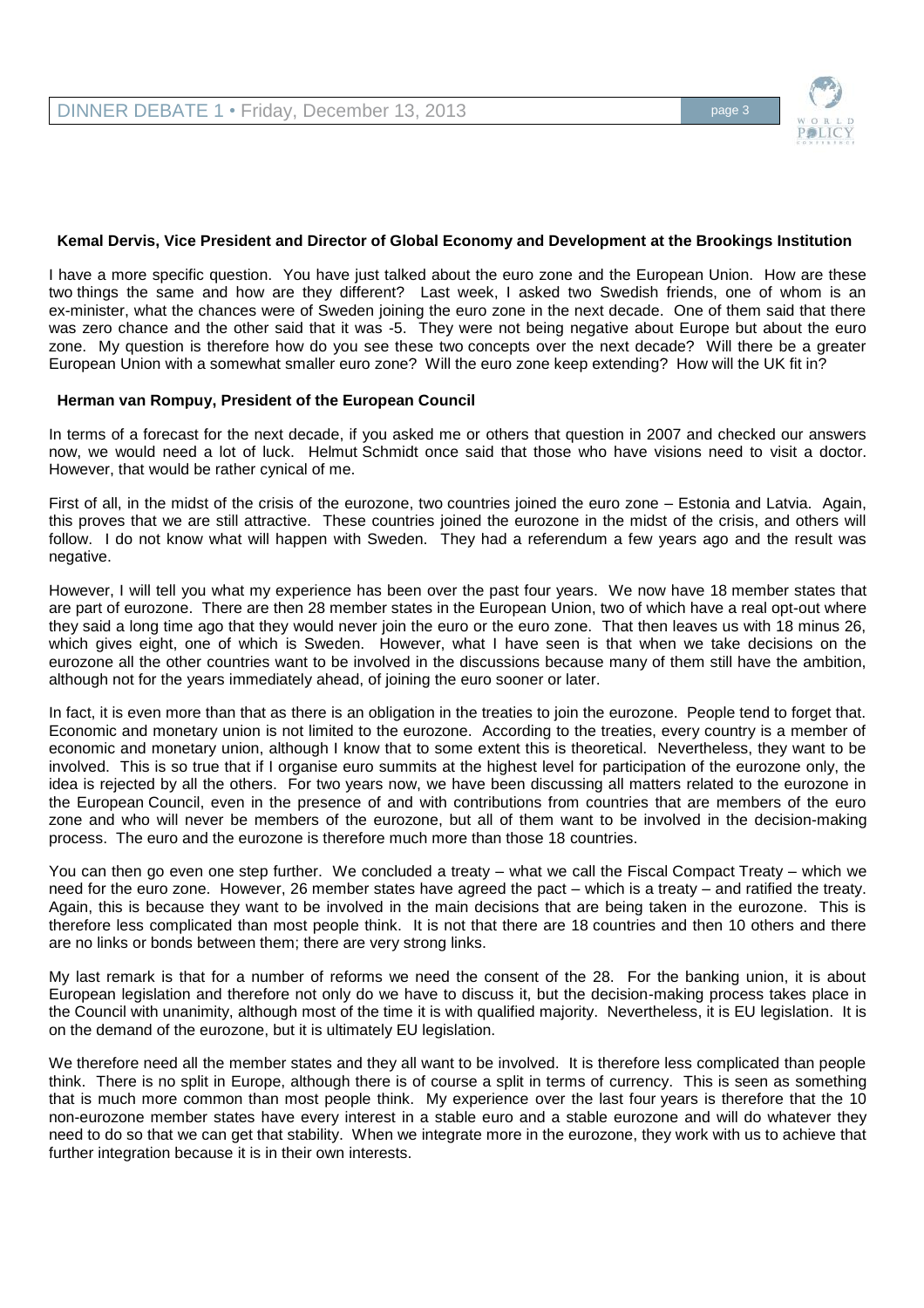**Kemal Dervis, Vice President and Director of Global Economy and Development at the Brookings Institution**

I have a more specific question. You have just talked about the euro zone and the European Union. How are these two things the same and how are they different? Last week, I asked two Swedish friends, one of whom is an ex-minister, what the chances were of Sweden joining the euro zone in the next decade. One of them said that there was zero chance and the other said that it was -5. They were not being negative about Europe but about the euro zone. My question is therefore how do you see these two concepts over the next decade? Will there be a greater European Union with a somewhat smaller euro zone? Will the euro zone keep extending? How will the UK fit in?

**Herman van Rompuy, President of the European Council**

In terms of a forecast for the next decade, if you asked me or others that question in 2007 and checked our answers now, we would need a lot of luck. Helmut Schmidt once said that those who have visions need to visit a doctor. However, that would be rather cynical of me.

First of all, in the midst of the crisis of the eurozone, two countries joined the euro zone – Estonia and Latvia. Again, this proves that we are still attractive. These countries joined the eurozone in the midst of the crisis, and others will follow. I do not know what will happen with Sweden. They had a referendum a few years ago and the result was negative.

However, I will tell you what my experience has been over the past four years. We now have 18 member states that are part of eurozone. There are then 28 member states in the European Union, two of which have a real opt-out where they said a long time ago that they would never join the euro or the euro zone. That then leaves us with 18 minus 26, which gives eight, one of which is Sweden. However, what I have seen is that when we take decisions on the eurozone all the other countries want to be involved in the discussions because many of them still have the ambition, although not for the years immediately ahead, of joining the euro sooner or later.

In fact, it is even more than that as there is an obligation in the treaties to join the eurozone. People tend to forget that. Economic and monetary union is not limited to the eurozone. According to the treaties, every country is a member of economic and monetary union, although I know that to some extent this is theoretical. Nevertheless, they want to be involved. This is so true that if I organise euro summits at the highest level for participation of the eurozone only, the idea is rejected by all the others. For two years now, we have been discussing all matters related to the eurozone in the European Council, even in the presence of and with contributions from countries that are members of the euro zone and who will never be members of the eurozone, but all of them want to be involved in the decision-making process. The euro and the eurozone is therefore much more than those 18 countries.

You can then go even one step further. We concluded a treaty – what we call the Fiscal Compact Treaty – which we need for the euro zone. However, 26 member states have agreed the pact – which is a treaty – and ratified the treaty. Again, this is because they want to be involved in the main decisions that are being taken in the eurozone. This is therefore less complicated than most people think. It is not that there are 18 countries and then 10 others and there are no links or bonds between them; there are very strong links.

My last remark is that for a number of reforms we need the consent of the 28. For the banking union, it is about European legislation and therefore not only do we have to discuss it, but the decision-making process takes place in the Council with unanimity, although most of the time it is with qualified majority. Nevertheless, it is EU legislation. It is on the demand of the eurozone, but it is ultimately EU legislation.

We therefore need all the member states and they all want to be involved. It is therefore less complicated than people think. There is no split in Europe, although there is of course a split in terms of currency. This is seen as something that is much more common than most people think. My experience over the last four years is therefore that the 10 non-eurozone member states have every interest in a stable euro and a stable eurozone and will do whatever they need to do so that we can get that stability. When we integrate more in the eurozone, they work with us to achieve that further integration because it is in their own interests.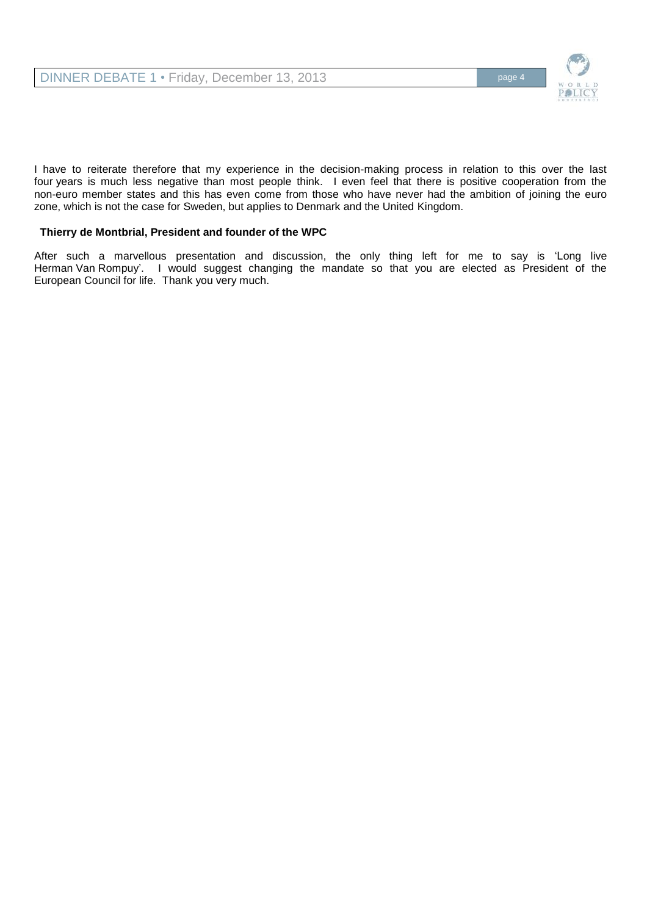I have to reiterate therefore that my experience in the decision-making process in relation to this over the last four years is much less negative than most people think. I even feel that there is positive cooperation from the non-euro member states and this has even come from those who have never had the ambition of joining the euro zone, which is not the case for Sweden, but applies to Denmark and the United Kingdom.

**Thierry de Montbrial, President and founder of the WPC**

After such a marvellous presentation and discussion, the only thing left for me to say is 'Long live Herman Van Rompuy'. I would suggest changing the mandate so that you are elected as President of the European Council for life. Thank you very much.